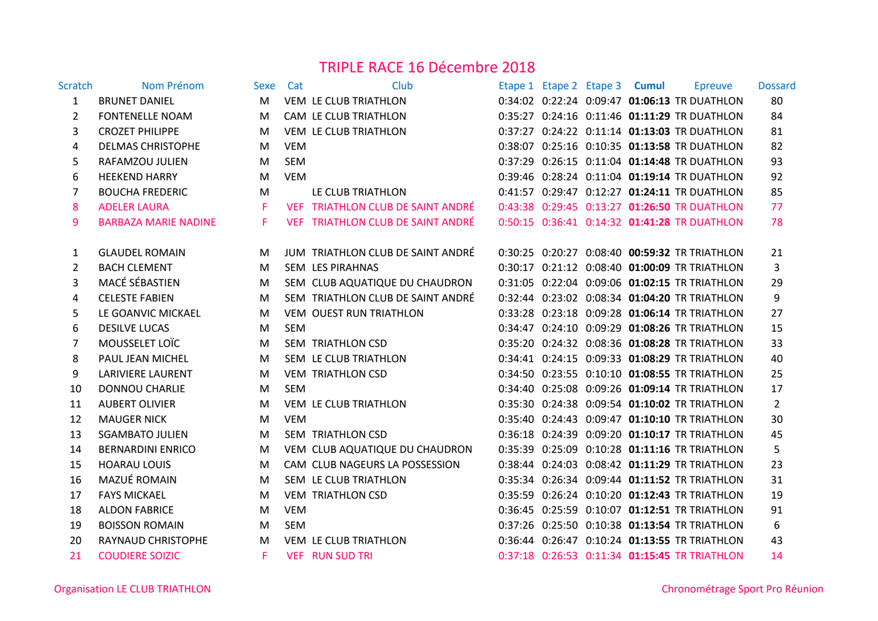# TRIPLE RACE 16 Décembre 2018

| Scratch | Nom Prénom | Sexe | Cat | Club | Etape 1 | Etape 2 | Etape 3 | Cumul | Epreuve | Dossard |
|---|---|---|---|---|---|---|---|---|---|---|
| 1 | BRUNET DANIEL | M | VEM | LE CLUB TRIATHLON | 0:34:02 | 0:22:24 | 0:09:47 | **01:06:13** | TR DUATHLON | 80 |
| 2 | FONTENELLE NOAM | M | CAM | LE CLUB TRIATHLON | 0:35:27 | 0:24:16 | 0:11:46 | **01:11:29** | TR DUATHLON | 84 |
| 3 | CROZET PHILIPPE | M | VEM | LE CLUB TRIATHLON | 0:37:27 | 0:24:22 | 0:11:14 | **01:13:03** | TR DUATHLON | 81 |
| 4 | DELMAS CHRISTOPHE | M | VEM | | 0:38:07 | 0:25:16 | 0:10:35 | **01:13:58** | TR DUATHLON | 82 |
| 5 | RAFAMZOU JULIEN | M | SEM | | 0:37:29 | 0:26:15 | 0:11:04 | **01:14:48** | TR DUATHLON | 93 |
| 6 | HEEKEND HARRY | M | VEM | | 0:39:46 | 0:28:24 | 0:11:04 | **01:19:14** | TR DUATHLON | 92 |
| 7 | BOUCHA FREDERIC | M | | LE CLUB TRIATHLON | 0:41:57 | 0:29:47 | 0:12:27 | **01:24:11** | TR DUATHLON | 85 |
| 8 | ADELER LAURA | F | VEF | TRIATHLON CLUB DE SAINT ANDRÉ | 0:43:38 | 0:29:45 | 0:13:27 | **01:26:50** | TR DUATHLON | 77 |
| 9 | BARBAZA MARIE NADINE | F | VEF | TRIATHLON CLUB DE SAINT ANDRÉ | 0:50:15 | 0:36:41 | 0:14:32 | **01:41:28** | TR DUATHLON | 78 |
| | | | | | | | | | | |
| 1 | GLAUDEL ROMAIN | M | JUM | TRIATHLON CLUB DE SAINT ANDRÉ | 0:30:25 | 0:20:27 | 0:08:40 | **00:59:32** | TR TRIATHLON | 21 |
| 2 | BACH CLEMENT | M | SEM | LES PIRAHNAS | 0:30:17 | 0:21:12 | 0:08:40 | **01:00:09** | TR TRIATHLON | 3 |
| 3 | MACÉ SÉBASTIEN | M | SEM | CLUB AQUATIQUE DU CHAUDRON | 0:31:05 | 0:22:04 | 0:09:06 | **01:02:15** | TR TRIATHLON | 29 |
| 4 | CELESTE FABIEN | M | SEM | TRIATHLON CLUB DE SAINT ANDRÉ | 0:32:44 | 0:23:02 | 0:08:34 | **01:04:20** | TR TRIATHLON | 9 |
| 5 | LE GOANVIC MICKAEL | M | VEM | OUEST RUN TRIATHLON | 0:33:28 | 0:23:18 | 0:09:28 | **01:06:14** | TR TRIATHLON | 27 |
| 6 | DESILVE LUCAS | M | SEM | | 0:34:47 | 0:24:10 | 0:09:29 | **01:08:26** | TR TRIATHLON | 15 |
| 7 | MOUSSELET LOÏC | M | SEM | TRIATHLON CSD | 0:35:20 | 0:24:32 | 0:08:36 | **01:08:28** | TR TRIATHLON | 33 |
| 8 | PAUL JEAN MICHEL | M | SEM | LE CLUB TRIATHLON | 0:34:41 | 0:24:15 | 0:09:33 | **01:08:29** | TR TRIATHLON | 40 |
| 9 | LARIVIERE LAURENT | M | VEM | TRIATHLON CSD | 0:34:50 | 0:23:55 | 0:10:10 | **01:08:55** | TR TRIATHLON | 25 |
| 10 | DONNOU CHARLIE | M | SEM | | 0:34:40 | 0:25:08 | 0:09:26 | **01:09:14** | TR TRIATHLON | 17 |
| 11 | AUBERT OLIVIER | M | VEM | LE CLUB TRIATHLON | 0:35:30 | 0:24:38 | 0:09:54 | **01:10:02** | TR TRIATHLON | 2 |
| 12 | MAUGER NICK | M | VEM | | 0:35:40 | 0:24:43 | 0:09:47 | **01:10:10** | TR TRIATHLON | 30 |
| 13 | SGAMBATO JULIEN | M | SEM | TRIATHLON CSD | 0:36:18 | 0:24:39 | 0:09:20 | **01:10:17** | TR TRIATHLON | 45 |
| 14 | BERNARDINI ENRICO | M | VEM | CLUB AQUATIQUE DU CHAUDRON | 0:35:39 | 0:25:09 | 0:10:28 | **01:11:16** | TR TRIATHLON | 5 |
| 15 | HOARAU LOUIS | M | CAM | CLUB NAGEURS LA POSSESSION | 0:38:44 | 0:24:03 | 0:08:42 | **01:11:29** | TR TRIATHLON | 23 |
| 16 | MAZUÉ ROMAIN | M | SEM | LE CLUB TRIATHLON | 0:35:34 | 0:26:34 | 0:09:44 | **01:11:52** | TR TRIATHLON | 31 |
| 17 | FAYS MICKAEL | M | VEM | TRIATHLON CSD | 0:35:59 | 0:26:24 | 0:10:20 | **01:12:43** | TR TRIATHLON | 19 |
| 18 | ALDON FABRICE | M | VEM | | 0:36:45 | 0:25:59 | 0:10:07 | **01:12:51** | TR TRIATHLON | 91 |
| 19 | BOISSON ROMAIN | M | SEM | | 0:37:26 | 0:25:50 | 0:10:38 | **01:13:54** | TR TRIATHLON | 6 |
| 20 | RAYNAUD CHRISTOPHE | M | VEM | LE CLUB TRIATHLON | 0:36:44 | 0:26:47 | 0:10:24 | **01:13:55** | TR TRIATHLON | 43 |
| 21 | COUDIERE SOIZIC | F | VEF | RUN SUD TRI | 0:37:18 | 0:26:53 | 0:11:34 | **01:15:45** | TR TRIATHLON | 14 |

Organisation LE CLUB TRIATHLON

Chronométrage Sport Pro Réunion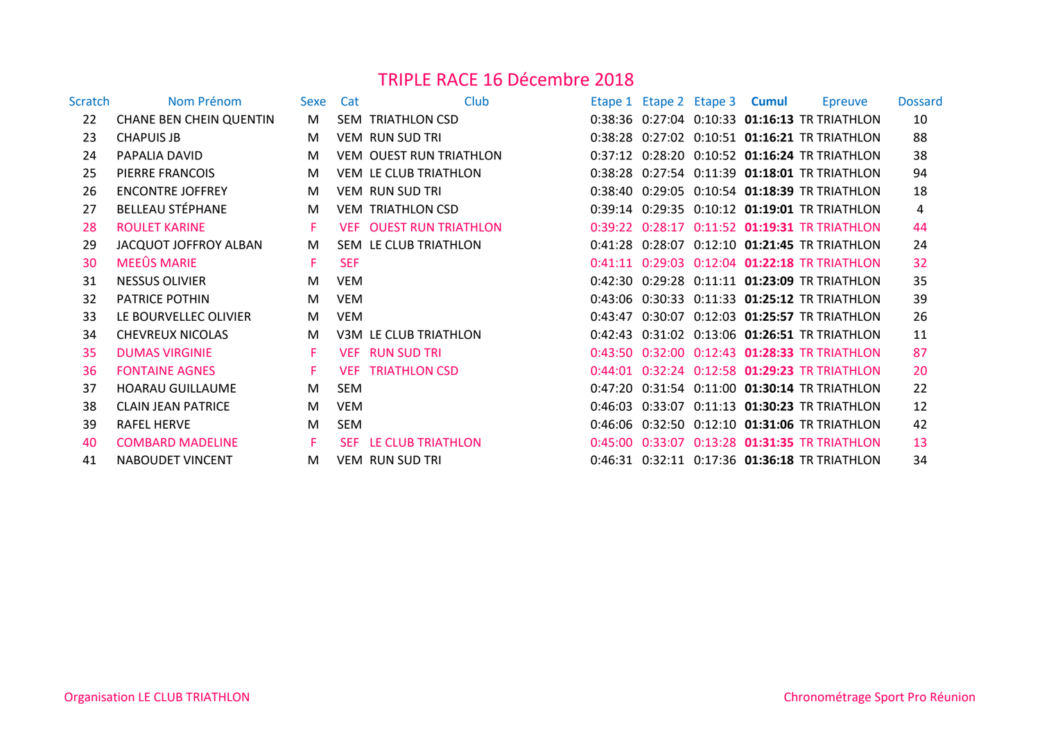# TRIPLE RACE 16 Décembre 2018

| Scratch | Nom Prénom | Sexe | Cat | Club | Etape 1 | Etape 2 | Etape 3 | Cumul | Epreuve | Dossard |
|---|---|---|---|---|---|---|---|---|---|---|
| 22 | CHANE BEN CHEIN QUENTIN | M | SEM | TRIATHLON CSD | 0:38:36 | 0:27:04 | 0:10:33 | **01:16:13** | TR TRIATHLON | 10 |
| 23 | CHAPUIS JB | M | VEM | RUN SUD TRI | 0:38:28 | 0:27:02 | 0:10:51 | **01:16:21** | TR TRIATHLON | 88 |
| 24 | PAPALIA DAVID | M | VEM | OUEST RUN TRIATHLON | 0:37:12 | 0:28:20 | 0:10:52 | **01:16:24** | TR TRIATHLON | 38 |
| 25 | PIERRE FRANCOIS | M | VEM | LE CLUB TRIATHLON | 0:38:28 | 0:27:54 | 0:11:39 | **01:18:01** | TR TRIATHLON | 94 |
| 26 | ENCONTRE JOFFREY | M | VEM | RUN SUD TRI | 0:38:40 | 0:29:05 | 0:10:54 | **01:18:39** | TR TRIATHLON | 18 |
| 27 | BELLEAU STÉPHANE | M | VEM | TRIATHLON CSD | 0:39:14 | 0:29:35 | 0:10:12 | **01:19:01** | TR TRIATHLON | 4 |
| 28 | ROULET KARINE | F | VEF | OUEST RUN TRIATHLON | 0:39:22 | 0:28:17 | 0:11:52 | **01:19:31** | TR TRIATHLON | 44 |
| 29 | JACQUOT JOFFROY ALBAN | M | SEM | LE CLUB TRIATHLON | 0:41:28 | 0:28:07 | 0:12:10 | **01:21:45** | TR TRIATHLON | 24 |
| 30 | MEEÛS MARIE | F | SEF | | 0:41:11 | 0:29:03 | 0:12:04 | **01:22:18** | TR TRIATHLON | 32 |
| 31 | NESSUS OLIVIER | M | VEM | | 0:42:30 | 0:29:28 | 0:11:11 | **01:23:09** | TR TRIATHLON | 35 |
| 32 | PATRICE POTHIN | M | VEM | | 0:43:06 | 0:30:33 | 0:11:33 | **01:25:12** | TR TRIATHLON | 39 |
| 33 | LE BOURVELLEC OLIVIER | M | VEM | | 0:43:47 | 0:30:07 | 0:12:03 | **01:25:57** | TR TRIATHLON | 26 |
| 34 | CHEVREUX NICOLAS | M | V3M | LE CLUB TRIATHLON | 0:42:43 | 0:31:02 | 0:13:06 | **01:26:51** | TR TRIATHLON | 11 |
| 35 | DUMAS VIRGINIE | F | VEF | RUN SUD TRI | 0:43:50 | 0:32:00 | 0:12:43 | **01:28:33** | TR TRIATHLON | 87 |
| 36 | FONTAINE AGNES | F | VEF | TRIATHLON CSD | 0:44:01 | 0:32:24 | 0:12:58 | **01:29:23** | TR TRIATHLON | 20 |
| 37 | HOARAU GUILLAUME | M | SEM | | 0:47:20 | 0:31:54 | 0:11:00 | **01:30:14** | TR TRIATHLON | 22 |
| 38 | CLAIN JEAN PATRICE | M | VEM | | 0:46:03 | 0:33:07 | 0:11:13 | **01:30:23** | TR TRIATHLON | 12 |
| 39 | RAFEL HERVE | M | SEM | | 0:46:06 | 0:32:50 | 0:12:10 | **01:31:06** | TR TRIATHLON | 42 |
| 40 | COMBARD MADELINE | F | SEF | LE CLUB TRIATHLON | 0:45:00 | 0:33:07 | 0:13:28 | **01:31:35** | TR TRIATHLON | 13 |
| 41 | NABOUDET VINCENT | M | VEM | RUN SUD TRI | 0:46:31 | 0:32:11 | 0:17:36 | **01:36:18** | TR TRIATHLON | 34 |

Organisation LE CLUB TRIATHLON

Chronométrage Sport Pro Réunion